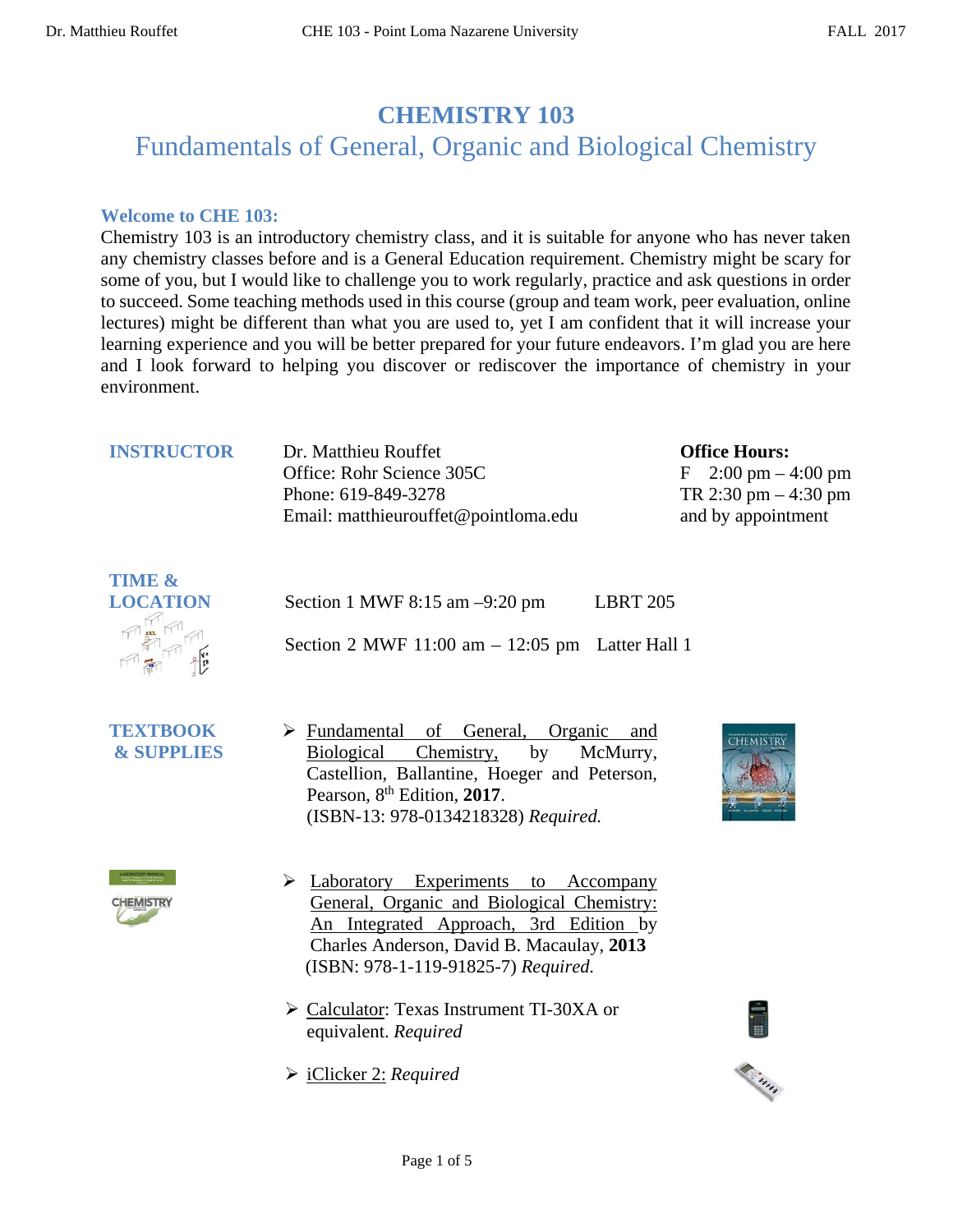# CHEMISTRY 103

## Fundamentals of General, Organic and Biological Chemistry

### Welcome to CHE 103:

Chemistry 103 is an introductory chemistry class, and it is suitable for anyone who has never taken any chemistry classes before and is a General Education requirement. Chemistry might be scary for some of you, but I would like to challenge you to work regularly, practice and ask questions in order to succeed. Some teaching methods used in this course (group and team work, peer evaluation, online lectures) might be different than what you are used to, yet I am confident that it will increase your learning experience and you will be better prepared for your future endeavors. I'm glad you are here and I look forward to helping you discover or rediscover the importance of chemistry in your environment.

### INSTRUCTOR

Dr. Matthieu Rouffet
Office: Rohr Science 305C
Phone: 619-849-3278
Email: matthieurouffet@pointloma.edu

**Office Hours:**
F 2:00 pm – 4:00 pm
TR 2:30 pm – 4:30 pm
and by appointment

### TIME & LOCATION

Section 1 MWF 8:15 am –9:20 pm LBRT 205

Section 2 MWF 11:00 am – 12:05 pm Latter Hall 1

### TEXTBOOK & SUPPLIES

- Fundamental of General, Organic and Biological Chemistry, by McMurry, Castellion, Ballantine, Hoeger and Peterson, Pearson, 8th Edition, **2017**. (ISBN-13: 978-0134218328) *Required.*

- Laboratory Experiments to Accompany General, Organic and Biological Chemistry: An Integrated Approach, 3rd Edition by Charles Anderson, David B. Macaulay, **2013** (ISBN: 978-1-119-91825-7) *Required.*

- Calculator: Texas Instrument TI-30XA or equivalent. *Required*

- iClicker 2: *Required*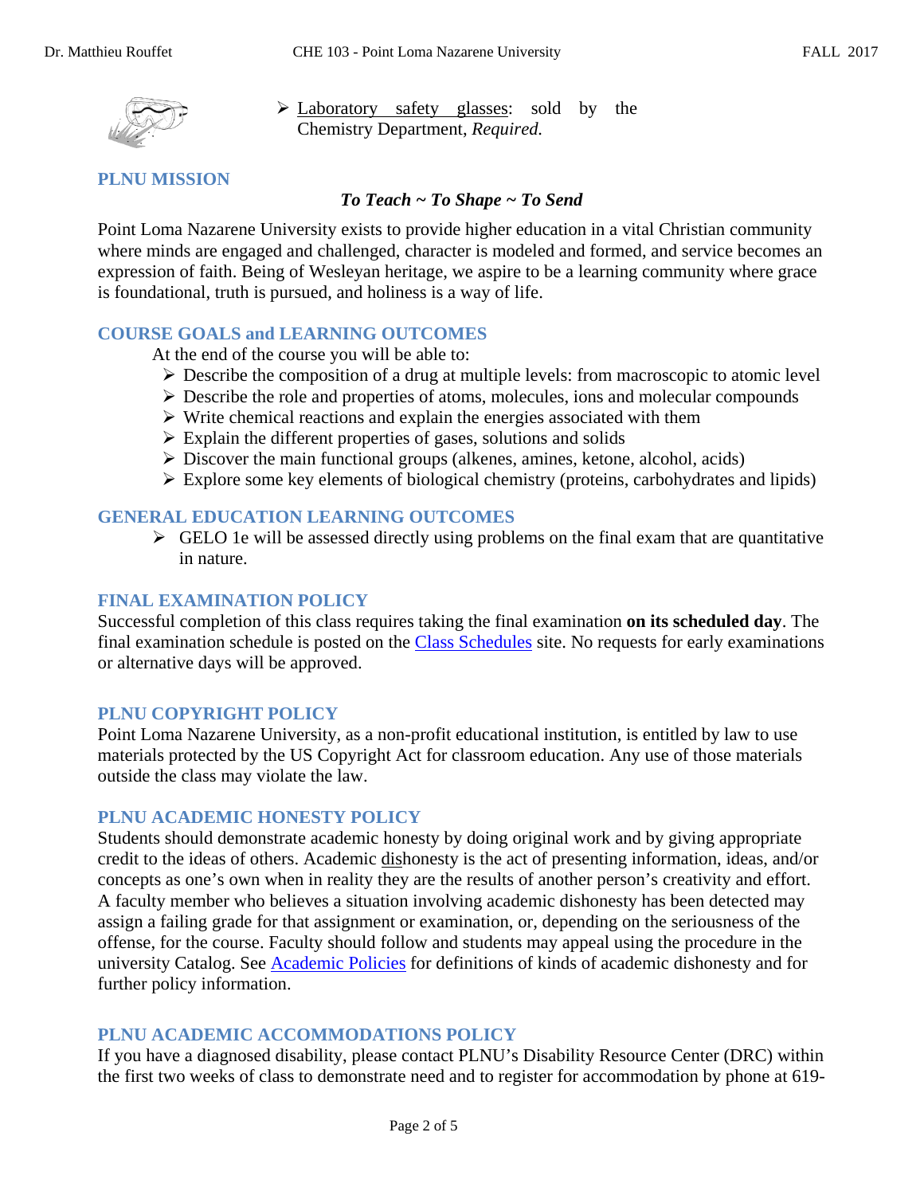- Laboratory safety glasses: sold by the Chemistry Department, *Required.*

## PLNU MISSION

***To Teach ~ To Shape ~ To Send***

Point Loma Nazarene University exists to provide higher education in a vital Christian community where minds are engaged and challenged, character is modeled and formed, and service becomes an expression of faith. Being of Wesleyan heritage, we aspire to be a learning community where grace is foundational, truth is pursued, and holiness is a way of life.

## COURSE GOALS and LEARNING OUTCOMES

At the end of the course you will be able to:

- Describe the composition of a drug at multiple levels: from macroscopic to atomic level
- Describe the role and properties of atoms, molecules, ions and molecular compounds
- Write chemical reactions and explain the energies associated with them
- Explain the different properties of gases, solutions and solids
- Discover the main functional groups (alkenes, amines, ketone, alcohol, acids)
- Explore some key elements of biological chemistry (proteins, carbohydrates and lipids)

## GENERAL EDUCATION LEARNING OUTCOMES

- GELO 1e will be assessed directly using problems on the final exam that are quantitative in nature.

## FINAL EXAMINATION POLICY

Successful completion of this class requires taking the final examination **on its scheduled day**. The final examination schedule is posted on the Class Schedules site. No requests for early examinations or alternative days will be approved.

## PLNU COPYRIGHT POLICY

Point Loma Nazarene University, as a non-profit educational institution, is entitled by law to use materials protected by the US Copyright Act for classroom education. Any use of those materials outside the class may violate the law.

## PLNU ACADEMIC HONESTY POLICY

Students should demonstrate academic honesty by doing original work and by giving appropriate credit to the ideas of others. Academic dishonesty is the act of presenting information, ideas, and/or concepts as one's own when in reality they are the results of another person's creativity and effort. A faculty member who believes a situation involving academic dishonesty has been detected may assign a failing grade for that assignment or examination, or, depending on the seriousness of the offense, for the course. Faculty should follow and students may appeal using the procedure in the university Catalog. See Academic Policies for definitions of kinds of academic dishonesty and for further policy information.

## PLNU ACADEMIC ACCOMMODATIONS POLICY

If you have a diagnosed disability, please contact PLNU's Disability Resource Center (DRC) within the first two weeks of class to demonstrate need and to register for accommodation by phone at 619-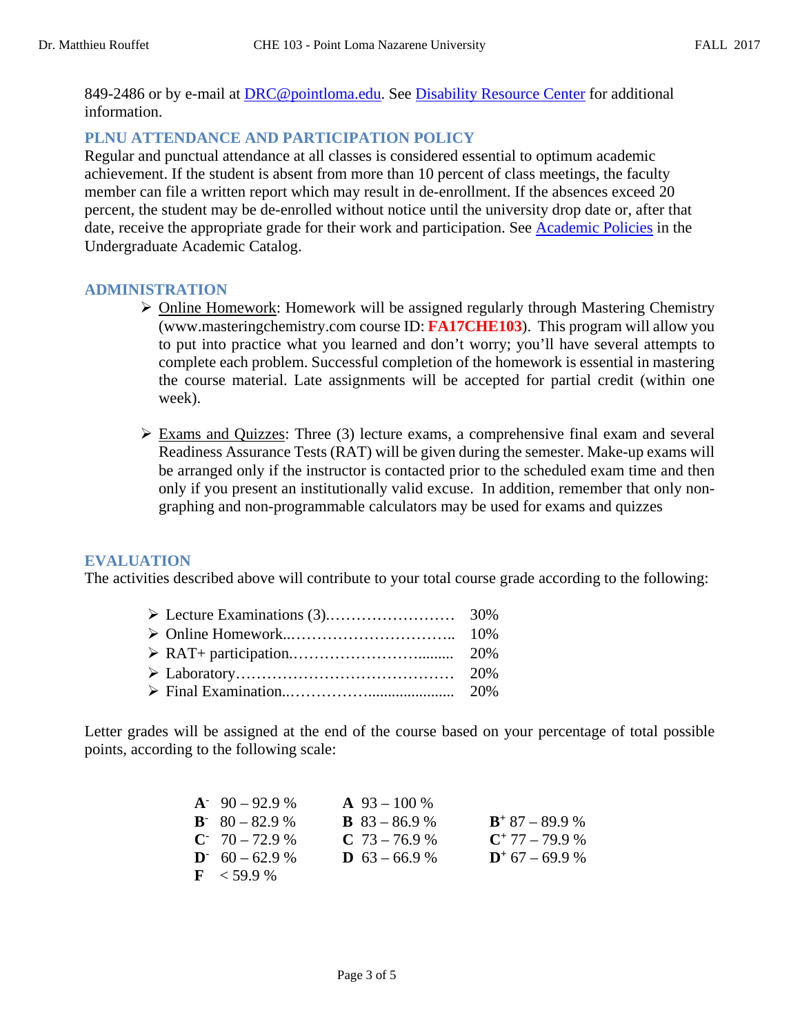849-2486 or by e-mail at DRC@pointloma.edu. See Disability Resource Center for additional information.

### PLNU ATTENDANCE AND PARTICIPATION POLICY

Regular and punctual attendance at all classes is considered essential to optimum academic achievement. If the student is absent from more than 10 percent of class meetings, the faculty member can file a written report which may result in de-enrollment. If the absences exceed 20 percent, the student may be de-enrolled without notice until the university drop date or, after that date, receive the appropriate grade for their work and participation. See Academic Policies in the Undergraduate Academic Catalog.

### ADMINISTRATION

- Online Homework: Homework will be assigned regularly through Mastering Chemistry (www.masteringchemistry.com course ID: **FA17CHE103**). This program will allow you to put into practice what you learned and don't worry; you'll have several attempts to complete each problem. Successful completion of the homework is essential in mastering the course material. Late assignments will be accepted for partial credit (within one week).

- Exams and Quizzes: Three (3) lecture exams, a comprehensive final exam and several Readiness Assurance Tests (RAT) will be given during the semester. Make-up exams will be arranged only if the instructor is contacted prior to the scheduled exam time and then only if you present an institutionally valid excuse. In addition, remember that only non-graphing and non-programmable calculators may be used for exams and quizzes

### EVALUATION

The activities described above will contribute to your total course grade according to the following:

- Lecture Examinations (3)........................ 30%
- Online Homework................................. 10%
- RAT+ participation.............................. 20%
- Laboratory...................................... 20%
- Final Examination............................... 20%

Letter grades will be assigned at the end of the course based on your percentage of total possible points, according to the following scale:

| | | |
|---|---|---|
| **A⁻** 90 – 92.9 % | **A** 93 – 100 % | |
| **B⁻** 80 – 82.9 % | **B** 83 – 86.9 % | **B⁺** 87 – 89.9 % |
| **C⁻** 70 – 72.9 % | **C** 73 – 76.9 % | **C⁺** 77 – 79.9 % |
| **D⁻** 60 – 62.9 % | **D** 63 – 66.9 % | **D⁺** 67 – 69.9 % |
| **F** < 59.9 % | | |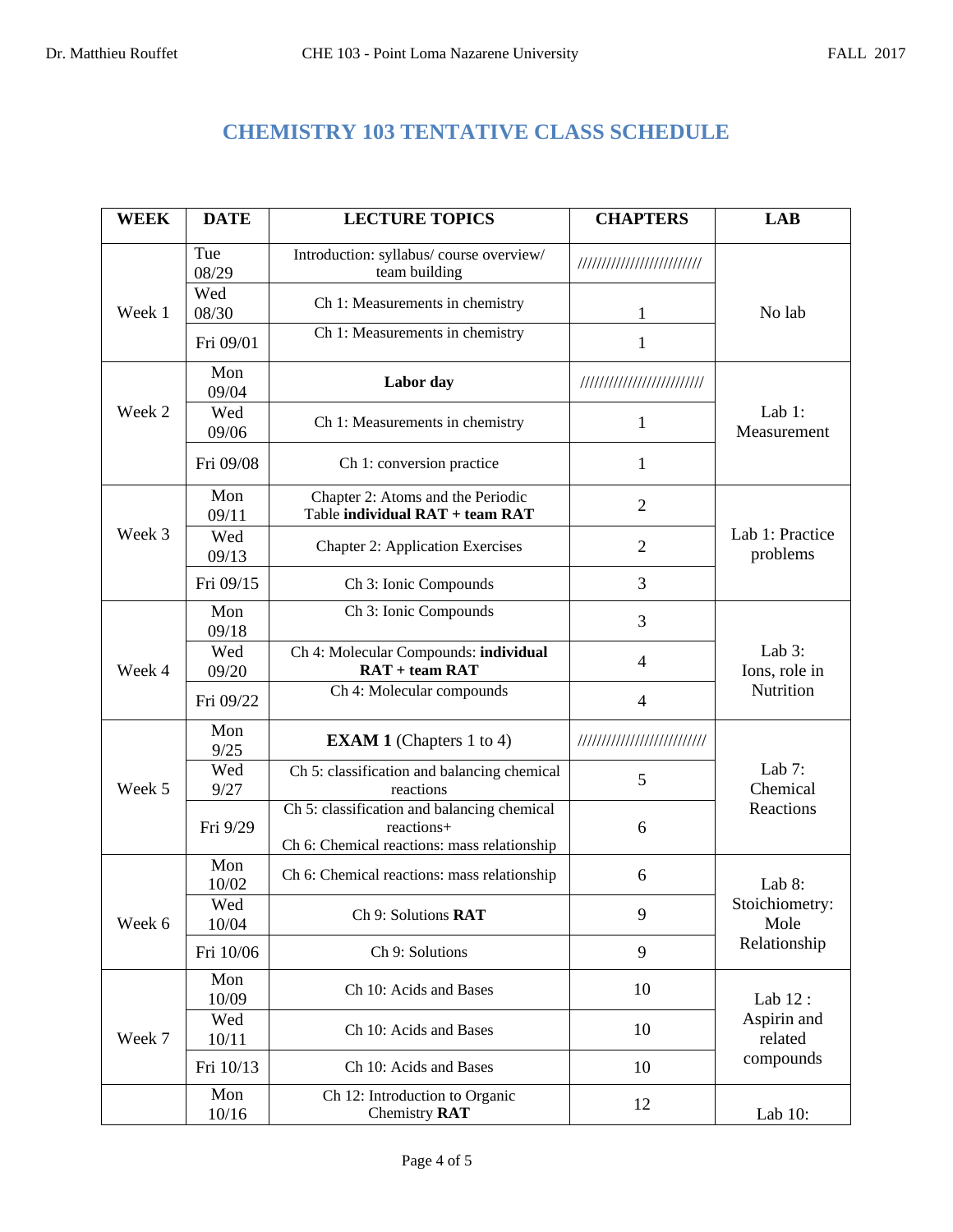# CHEMISTRY 103 TENTATIVE CLASS SCHEDULE

| WEEK | DATE | LECTURE TOPICS | CHAPTERS | LAB |
|---|---|---|---|---|
| Week 1 | Tue 08/29 | Introduction: syllabus/ course overview/ team building | ////////////////////////// | No lab |
| | Wed 08/30 | Ch 1: Measurements in chemistry | 1 | |
| | Fri 09/01 | Ch 1: Measurements in chemistry | 1 | |
| Week 2 | Mon 09/04 | **Labor day** | ////////////////////////// | Lab 1: Measurement |
| | Wed 09/06 | Ch 1: Measurements in chemistry | 1 | |
| | Fri 09/08 | Ch 1: conversion practice | 1 | |
| Week 3 | Mon 09/11 | Chapter 2: Atoms and the Periodic Table **individual RAT + team RAT** | 2 | Lab 1: Practice problems |
| | Wed 09/13 | Chapter 2: Application Exercises | 2 | |
| | Fri 09/15 | Ch 3: Ionic Compounds | 3 | |
| Week 4 | Mon 09/18 | Ch 3: Ionic Compounds | 3 | Lab 3: Ions, role in Nutrition |
| | Wed 09/20 | Ch 4: Molecular Compounds: **individual RAT + team RAT** | 4 | |
| | Fri 09/22 | Ch 4: Molecular compounds | 4 | |
| Week 5 | Mon 9/25 | **EXAM 1** (Chapters 1 to 4) | ////////////////////////// | Lab 7: Chemical Reactions |
| | Wed 9/27 | Ch 5: classification and balancing chemical reactions | 5 | |
| | Fri 9/29 | Ch 5: classification and balancing chemical reactions+ Ch 6: Chemical reactions: mass relationship | 6 | |
| Week 6 | Mon 10/02 | Ch 6: Chemical reactions: mass relationship | 6 | Lab 8: Stoichiometry: Mole Relationship |
| | Wed 10/04 | Ch 9: Solutions **RAT** | 9 | |
| | Fri 10/06 | Ch 9: Solutions | 9 | |
| Week 7 | Mon 10/09 | Ch 10: Acids and Bases | 10 | Lab 12 : Aspirin and related compounds |
| | Wed 10/11 | Ch 10: Acids and Bases | 10 | |
| | Fri 10/13 | Ch 10: Acids and Bases | 10 | |
| | Mon 10/16 | Ch 12: Introduction to Organic Chemistry **RAT** | 12 | Lab 10: |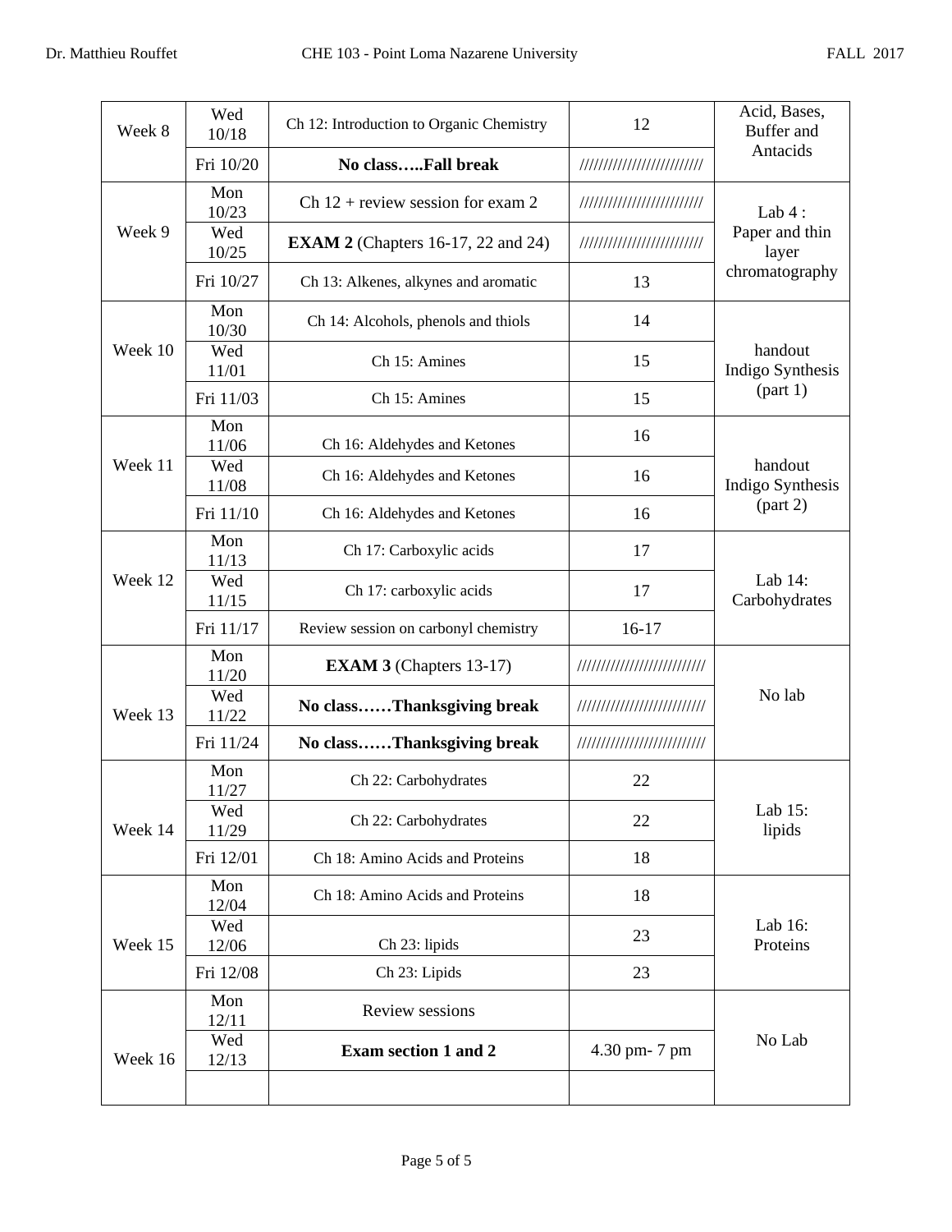| | | | | |
|---|---|---|---|---|
| Week 8 | Wed 10/18 | Ch 12: Introduction to Organic Chemistry | 12 | Acid, Bases, Buffer and Antacids |
| | Fri 10/20 | **No class…..Fall break** | //////////////////////// | |
| Week 9 | Mon 10/23 | Ch 12 + review session for exam 2 | //////////////////////// | Lab 4 : Paper and thin layer chromatography |
| | Wed 10/25 | **EXAM 2** (Chapters 16-17, 22 and 24) | //////////////////////// | |
| | Fri 10/27 | Ch 13: Alkenes, alkynes and aromatic | 13 | |
| Week 10 | Mon 10/30 | Ch 14: Alcohols, phenols and thiols | 14 | handout Indigo Synthesis (part 1) |
| | Wed 11/01 | Ch 15: Amines | 15 | |
| | Fri 11/03 | Ch 15: Amines | 15 | |
| Week 11 | Mon 11/06 | Ch 16: Aldehydes and Ketones | 16 | handout Indigo Synthesis (part 2) |
| | Wed 11/08 | Ch 16: Aldehydes and Ketones | 16 | |
| | Fri 11/10 | Ch 16: Aldehydes and Ketones | 16 | |
| Week 12 | Mon 11/13 | Ch 17: Carboxylic acids | 17 | Lab 14: Carbohydrates |
| | Wed 11/15 | Ch 17: carboxylic acids | 17 | |
| | Fri 11/17 | Review session on carbonyl chemistry | 16-17 | |
| Week 13 | Mon 11/20 | **EXAM 3** (Chapters 13-17) | ////////////////////////// | No lab |
| | Wed 11/22 | **No class……Thanksgiving break** | ////////////////////////// | |
| | Fri 11/24 | **No class……Thanksgiving break** | ////////////////////////// | |
| Week 14 | Mon 11/27 | Ch 22: Carbohydrates | 22 | Lab 15: lipids |
| | Wed 11/29 | Ch 22: Carbohydrates | 22 | |
| | Fri 12/01 | Ch 18: Amino Acids and Proteins | 18 | |
| Week 15 | Mon 12/04 | Ch 18: Amino Acids and Proteins | 18 | Lab 16: Proteins |
| | Wed 12/06 | Ch 23: lipids | 23 | |
| | Fri 12/08 | Ch 23: Lipids | 23 | |
| Week 16 | Mon 12/11 | Review sessions | | No Lab |
| | Wed 12/13 | **Exam section 1 and 2** | 4.30 pm- 7 pm | |
| | | | | |